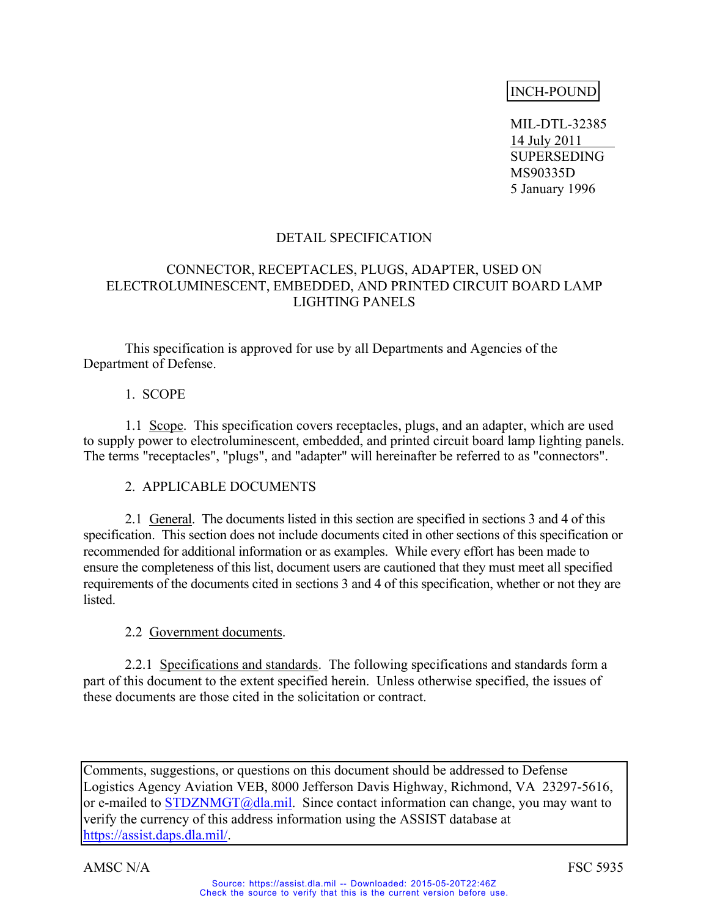INCH-POUND

MIL-DTL-32385
14 July 2011
SUPERSEDING
MS90335D
5 January 1996

# DETAIL SPECIFICATION

## CONNECTOR, RECEPTACLES, PLUGS, ADAPTER, USED ON ELECTROLUMINESCENT, EMBEDDED, AND PRINTED CIRCUIT BOARD LAMP LIGHTING PANELS

This specification is approved for use by all Departments and Agencies of the Department of Defense.

## 1. SCOPE

1.1 Scope. This specification covers receptacles, plugs, and an adapter, which are used to supply power to electroluminescent, embedded, and printed circuit board lamp lighting panels. The terms "receptacles", "plugs", and "adapter" will hereinafter be referred to as "connectors".

## 2. APPLICABLE DOCUMENTS

2.1 General. The documents listed in this section are specified in sections 3 and 4 of this specification. This section does not include documents cited in other sections of this specification or recommended for additional information or as examples. While every effort has been made to ensure the completeness of this list, document users are cautioned that they must meet all specified requirements of the documents cited in sections 3 and 4 of this specification, whether or not they are listed.

2.2 Government documents.

2.2.1 Specifications and standards. The following specifications and standards form a part of this document to the extent specified herein. Unless otherwise specified, the issues of these documents are those cited in the solicitation or contract.

Comments, suggestions, or questions on this document should be addressed to Defense Logistics Agency Aviation VEB, 8000 Jefferson Davis Highway, Richmond, VA 23297-5616, or e-mailed to STDZNMGT@dla.mil. Since contact information can change, you may want to verify the currency of this address information using the ASSIST database at https://assist.daps.dla.mil/.

AMSC N/A FSC 5935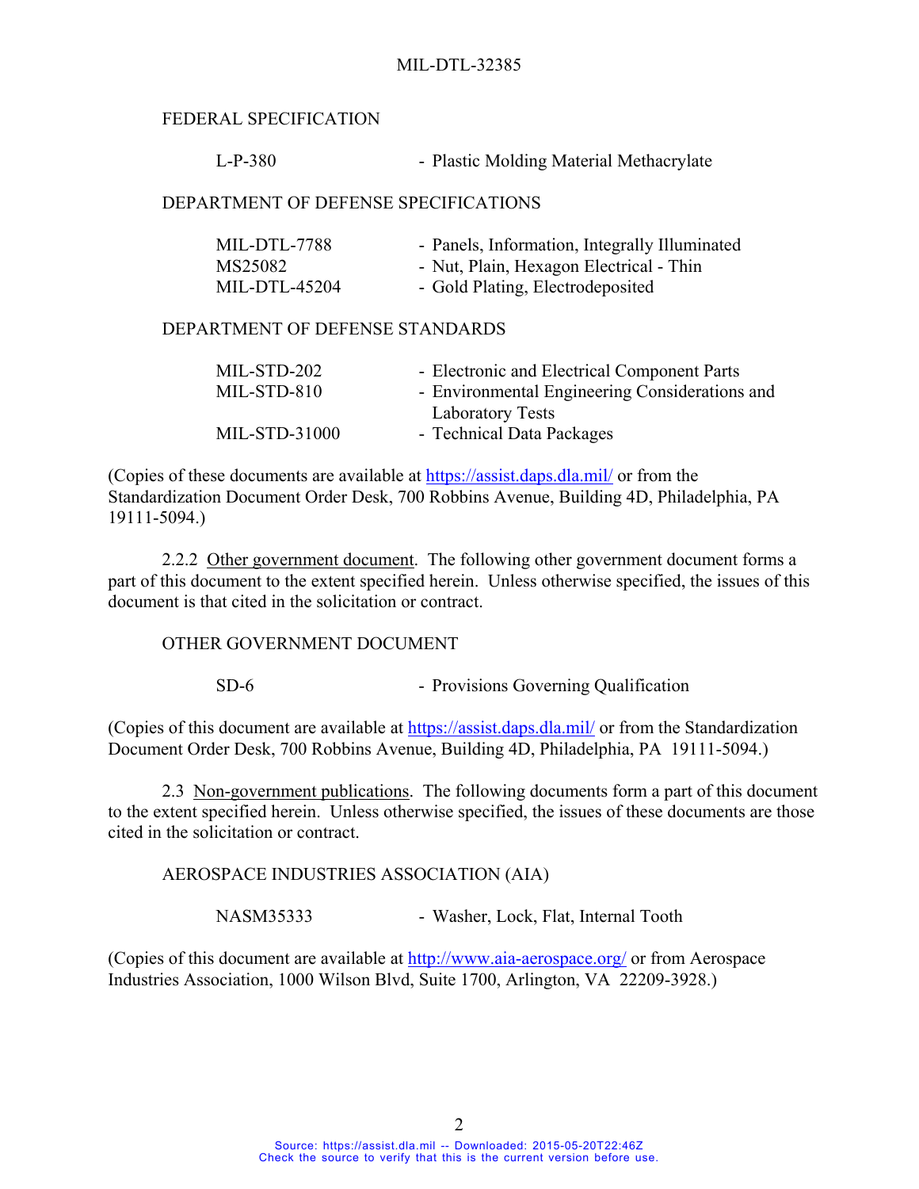FEDERAL SPECIFICATION

| | |
|---|---|
| L-P-380 | - Plastic Molding Material Methacrylate |

DEPARTMENT OF DEFENSE SPECIFICATIONS

| | |
|---|---|
| MIL-DTL-7788 | - Panels, Information, Integrally Illuminated |
| MS25082 | - Nut, Plain, Hexagon Electrical - Thin |
| MIL-DTL-45204 | - Gold Plating, Electrodeposited |

DEPARTMENT OF DEFENSE STANDARDS

| | |
|---|---|
| MIL-STD-202 | - Electronic and Electrical Component Parts |
| MIL-STD-810 | - Environmental Engineering Considerations and Laboratory Tests |
| MIL-STD-31000 | - Technical Data Packages |

(Copies of these documents are available at https://assist.daps.dla.mil/ or from the Standardization Document Order Desk, 700 Robbins Avenue, Building 4D, Philadelphia, PA 19111-5094.)

2.2.2 Other government document. The following other government document forms a part of this document to the extent specified herein. Unless otherwise specified, the issues of this document is that cited in the solicitation or contract.

OTHER GOVERNMENT DOCUMENT

| | |
|---|---|
| SD-6 | - Provisions Governing Qualification |

(Copies of this document are available at https://assist.daps.dla.mil/ or from the Standardization Document Order Desk, 700 Robbins Avenue, Building 4D, Philadelphia, PA 19111-5094.)

2.3 Non-government publications. The following documents form a part of this document to the extent specified herein. Unless otherwise specified, the issues of these documents are those cited in the solicitation or contract.

AEROSPACE INDUSTRIES ASSOCIATION (AIA)

| | |
|---|---|
| NASM35333 | - Washer, Lock, Flat, Internal Tooth |

(Copies of this document are available at http://www.aia-aerospace.org/ or from Aerospace Industries Association, 1000 Wilson Blvd, Suite 1700, Arlington, VA 22209-3928.)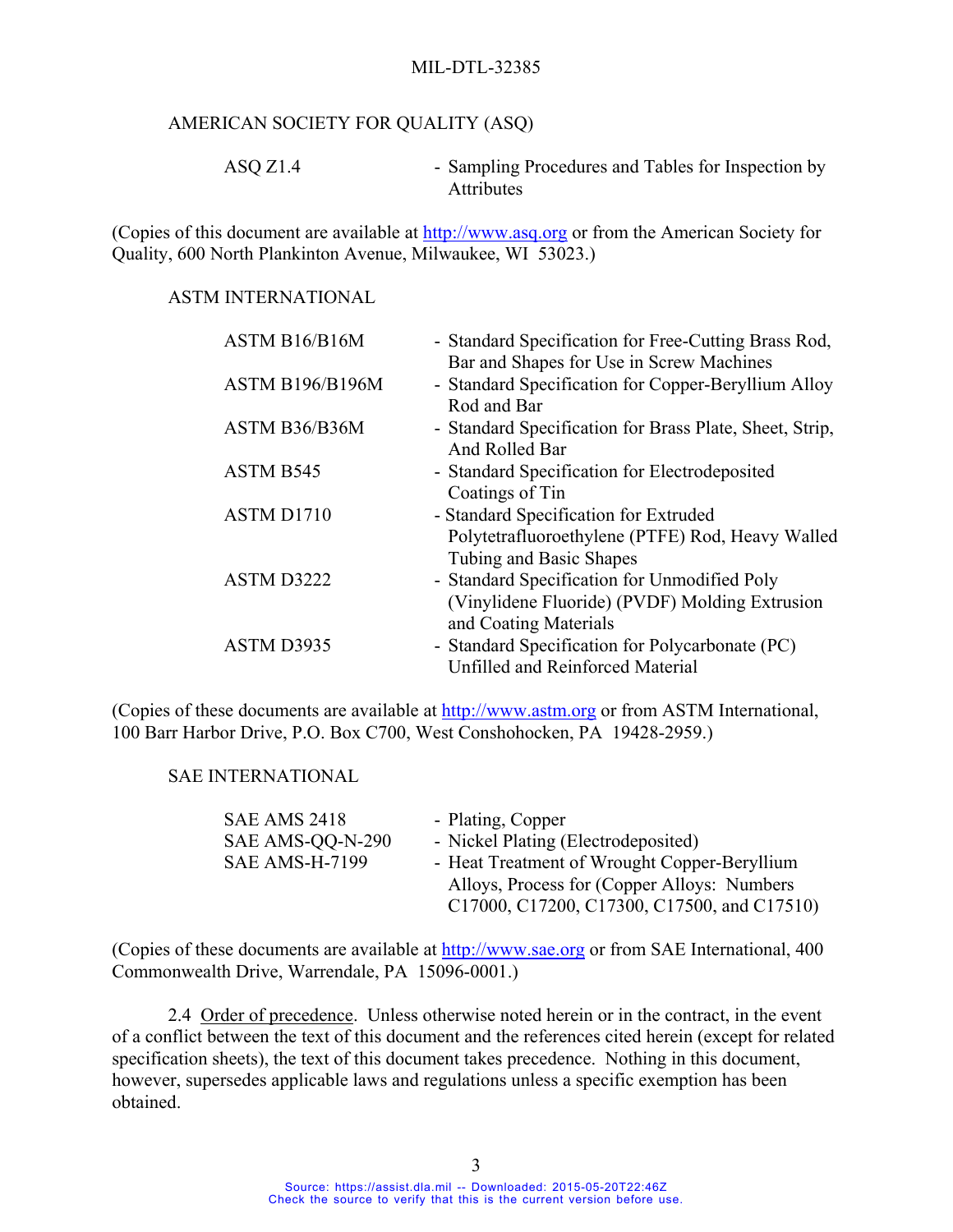AMERICAN SOCIETY FOR QUALITY (ASQ)

| | |
|---|---|
| ASQ Z1.4 | - Sampling Procedures and Tables for Inspection by Attributes |

(Copies of this document are available at http://www.asq.org or from the American Society for Quality, 600 North Plankinton Avenue, Milwaukee, WI 53023.)

ASTM INTERNATIONAL

| | |
|---|---|
| ASTM B16/B16M | - Standard Specification for Free-Cutting Brass Rod, Bar and Shapes for Use in Screw Machines |
| ASTM B196/B196M | - Standard Specification for Copper-Beryllium Alloy Rod and Bar |
| ASTM B36/B36M | - Standard Specification for Brass Plate, Sheet, Strip, And Rolled Bar |
| ASTM B545 | - Standard Specification for Electrodeposited Coatings of Tin |
| ASTM D1710 | - Standard Specification for Extruded Polytetrafluoroethylene (PTFE) Rod, Heavy Walled Tubing and Basic Shapes |
| ASTM D3222 | - Standard Specification for Unmodified Poly (Vinylidene Fluoride) (PVDF) Molding Extrusion and Coating Materials |
| ASTM D3935 | - Standard Specification for Polycarbonate (PC) Unfilled and Reinforced Material |

(Copies of these documents are available at http://www.astm.org or from ASTM International, 100 Barr Harbor Drive, P.O. Box C700, West Conshohocken, PA 19428-2959.)

SAE INTERNATIONAL

| | |
|---|---|
| SAE AMS 2418 | - Plating, Copper |
| SAE AMS-QQ-N-290 | - Nickel Plating (Electrodeposited) |
| SAE AMS-H-7199 | - Heat Treatment of Wrought Copper-Beryllium Alloys, Process for (Copper Alloys: Numbers C17000, C17200, C17300, C17500, and C17510) |

(Copies of these documents are available at http://www.sae.org or from SAE International, 400 Commonwealth Drive, Warrendale, PA 15096-0001.)

2.4 Order of precedence. Unless otherwise noted herein or in the contract, in the event of a conflict between the text of this document and the references cited herein (except for related specification sheets), the text of this document takes precedence. Nothing in this document, however, supersedes applicable laws and regulations unless a specific exemption has been obtained.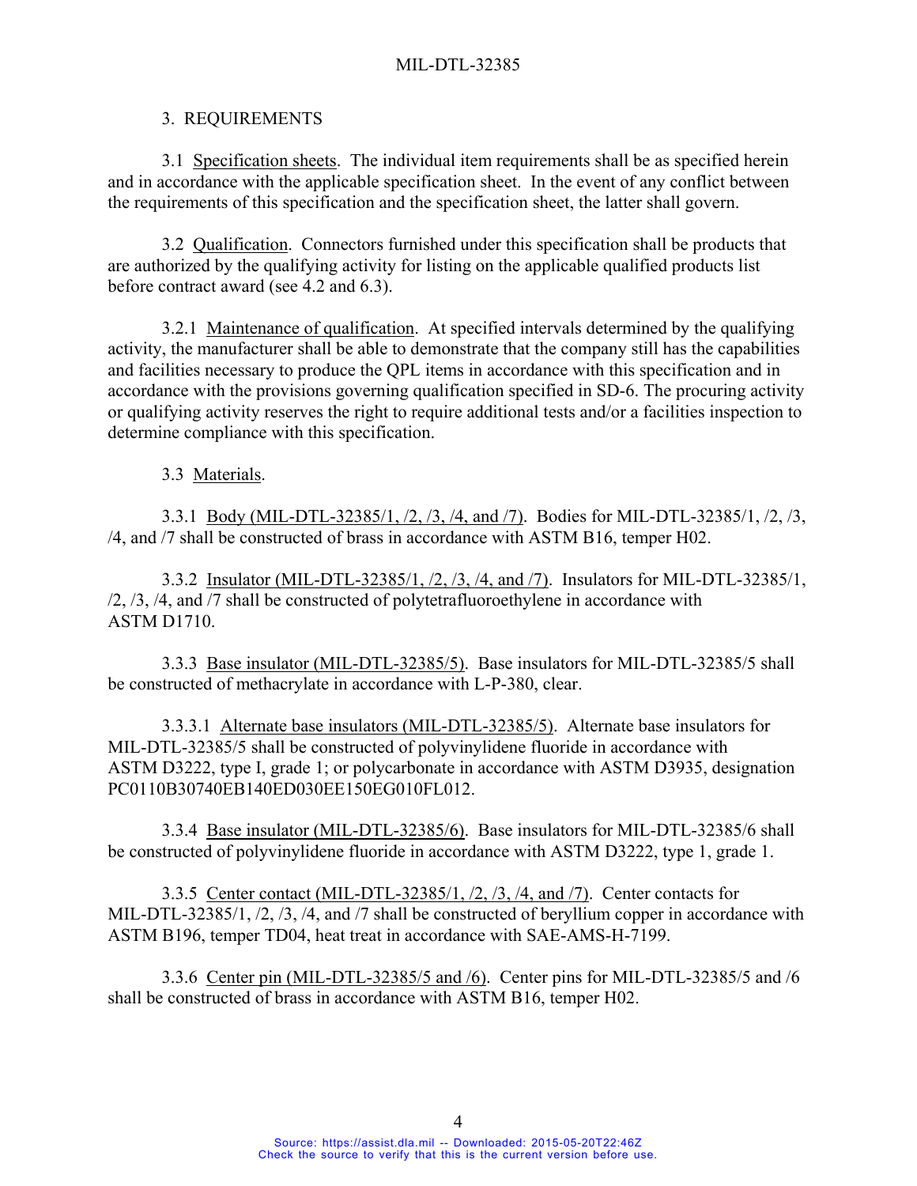## 3. REQUIREMENTS

3.1 Specification sheets. The individual item requirements shall be as specified herein and in accordance with the applicable specification sheet. In the event of any conflict between the requirements of this specification and the specification sheet, the latter shall govern.

3.2 Qualification. Connectors furnished under this specification shall be products that are authorized by the qualifying activity for listing on the applicable qualified products list before contract award (see 4.2 and 6.3).

3.2.1 Maintenance of qualification. At specified intervals determined by the qualifying activity, the manufacturer shall be able to demonstrate that the company still has the capabilities and facilities necessary to produce the QPL items in accordance with this specification and in accordance with the provisions governing qualification specified in SD-6. The procuring activity or qualifying activity reserves the right to require additional tests and/or a facilities inspection to determine compliance with this specification.

3.3 Materials.

3.3.1 Body (MIL-DTL-32385/1, /2, /3, /4, and /7). Bodies for MIL-DTL-32385/1, /2, /3, /4, and /7 shall be constructed of brass in accordance with ASTM B16, temper H02.

3.3.2 Insulator (MIL-DTL-32385/1, /2, /3, /4, and /7). Insulators for MIL-DTL-32385/1, /2, /3, /4, and /7 shall be constructed of polytetrafluoroethylene in accordance with ASTM D1710.

3.3.3 Base insulator (MIL-DTL-32385/5). Base insulators for MIL-DTL-32385/5 shall be constructed of methacrylate in accordance with L-P-380, clear.

3.3.3.1 Alternate base insulators (MIL-DTL-32385/5). Alternate base insulators for MIL-DTL-32385/5 shall be constructed of polyvinylidene fluoride in accordance with ASTM D3222, type I, grade 1; or polycarbonate in accordance with ASTM D3935, designation PC0110B30740EB140ED030EE150EG010FL012.

3.3.4 Base insulator (MIL-DTL-32385/6). Base insulators for MIL-DTL-32385/6 shall be constructed of polyvinylidene fluoride in accordance with ASTM D3222, type 1, grade 1.

3.3.5 Center contact (MIL-DTL-32385/1, /2, /3, /4, and /7). Center contacts for MIL-DTL-32385/1, /2, /3, /4, and /7 shall be constructed of beryllium copper in accordance with ASTM B196, temper TD04, heat treat in accordance with SAE-AMS-H-7199.

3.3.6 Center pin (MIL-DTL-32385/5 and /6). Center pins for MIL-DTL-32385/5 and /6 shall be constructed of brass in accordance with ASTM B16, temper H02.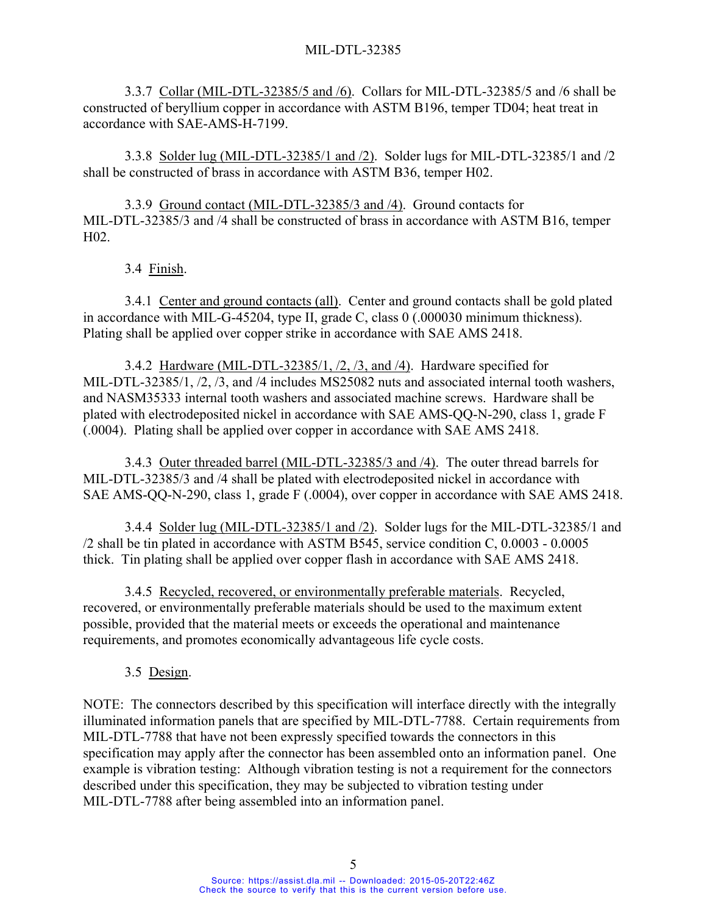3.3.7 Collar (MIL-DTL-32385/5 and /6). Collars for MIL-DTL-32385/5 and /6 shall be constructed of beryllium copper in accordance with ASTM B196, temper TD04; heat treat in accordance with SAE-AMS-H-7199.

3.3.8 Solder lug (MIL-DTL-32385/1 and /2). Solder lugs for MIL-DTL-32385/1 and /2 shall be constructed of brass in accordance with ASTM B36, temper H02.

3.3.9 Ground contact (MIL-DTL-32385/3 and /4). Ground contacts for MIL-DTL-32385/3 and /4 shall be constructed of brass in accordance with ASTM B16, temper H02.

3.4 Finish.

3.4.1 Center and ground contacts (all). Center and ground contacts shall be gold plated in accordance with MIL-G-45204, type II, grade C, class 0 (.000030 minimum thickness). Plating shall be applied over copper strike in accordance with SAE AMS 2418.

3.4.2 Hardware (MIL-DTL-32385/1, /2, /3, and /4). Hardware specified for MIL-DTL-32385/1, /2, /3, and /4 includes MS25082 nuts and associated internal tooth washers, and NASM35333 internal tooth washers and associated machine screws. Hardware shall be plated with electrodeposited nickel in accordance with SAE AMS-QQ-N-290, class 1, grade F (.0004). Plating shall be applied over copper in accordance with SAE AMS 2418.

3.4.3 Outer threaded barrel (MIL-DTL-32385/3 and /4). The outer thread barrels for MIL-DTL-32385/3 and /4 shall be plated with electrodeposited nickel in accordance with SAE AMS-QQ-N-290, class 1, grade F (.0004), over copper in accordance with SAE AMS 2418.

3.4.4 Solder lug (MIL-DTL-32385/1 and /2). Solder lugs for the MIL-DTL-32385/1 and /2 shall be tin plated in accordance with ASTM B545, service condition C, 0.0003 - 0.0005 thick. Tin plating shall be applied over copper flash in accordance with SAE AMS 2418.

3.4.5 Recycled, recovered, or environmentally preferable materials. Recycled, recovered, or environmentally preferable materials should be used to the maximum extent possible, provided that the material meets or exceeds the operational and maintenance requirements, and promotes economically advantageous life cycle costs.

3.5 Design.

NOTE: The connectors described by this specification will interface directly with the integrally illuminated information panels that are specified by MIL-DTL-7788. Certain requirements from MIL-DTL-7788 that have not been expressly specified towards the connectors in this specification may apply after the connector has been assembled onto an information panel. One example is vibration testing: Although vibration testing is not a requirement for the connectors described under this specification, they may be subjected to vibration testing under MIL-DTL-7788 after being assembled into an information panel.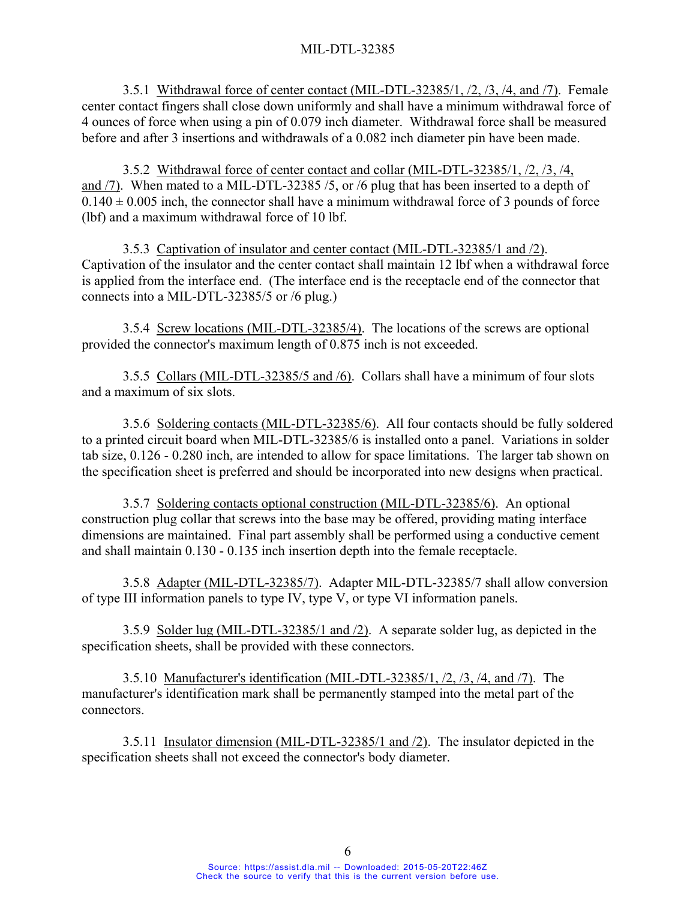3.5.1 Withdrawal force of center contact (MIL-DTL-32385/1, /2, /3, /4, and /7). Female center contact fingers shall close down uniformly and shall have a minimum withdrawal force of 4 ounces of force when using a pin of 0.079 inch diameter. Withdrawal force shall be measured before and after 3 insertions and withdrawals of a 0.082 inch diameter pin have been made.

3.5.2 Withdrawal force of center contact and collar (MIL-DTL-32385/1, /2, /3, /4, and /7). When mated to a MIL-DTL-32385 /5, or /6 plug that has been inserted to a depth of 0.140 ± 0.005 inch, the connector shall have a minimum withdrawal force of 3 pounds of force (lbf) and a maximum withdrawal force of 10 lbf.

3.5.3 Captivation of insulator and center contact (MIL-DTL-32385/1 and /2). Captivation of the insulator and the center contact shall maintain 12 lbf when a withdrawal force is applied from the interface end. (The interface end is the receptacle end of the connector that connects into a MIL-DTL-32385/5 or /6 plug.)

3.5.4 Screw locations (MIL-DTL-32385/4). The locations of the screws are optional provided the connector's maximum length of 0.875 inch is not exceeded.

3.5.5 Collars (MIL-DTL-32385/5 and /6). Collars shall have a minimum of four slots and a maximum of six slots.

3.5.6 Soldering contacts (MIL-DTL-32385/6). All four contacts should be fully soldered to a printed circuit board when MIL-DTL-32385/6 is installed onto a panel. Variations in solder tab size, 0.126 - 0.280 inch, are intended to allow for space limitations. The larger tab shown on the specification sheet is preferred and should be incorporated into new designs when practical.

3.5.7 Soldering contacts optional construction (MIL-DTL-32385/6). An optional construction plug collar that screws into the base may be offered, providing mating interface dimensions are maintained. Final part assembly shall be performed using a conductive cement and shall maintain 0.130 - 0.135 inch insertion depth into the female receptacle.

3.5.8 Adapter (MIL-DTL-32385/7). Adapter MIL-DTL-32385/7 shall allow conversion of type III information panels to type IV, type V, or type VI information panels.

3.5.9 Solder lug (MIL-DTL-32385/1 and /2). A separate solder lug, as depicted in the specification sheets, shall be provided with these connectors.

3.5.10 Manufacturer's identification (MIL-DTL-32385/1, /2, /3, /4, and /7). The manufacturer's identification mark shall be permanently stamped into the metal part of the connectors.

3.5.11 Insulator dimension (MIL-DTL-32385/1 and /2). The insulator depicted in the specification sheets shall not exceed the connector's body diameter.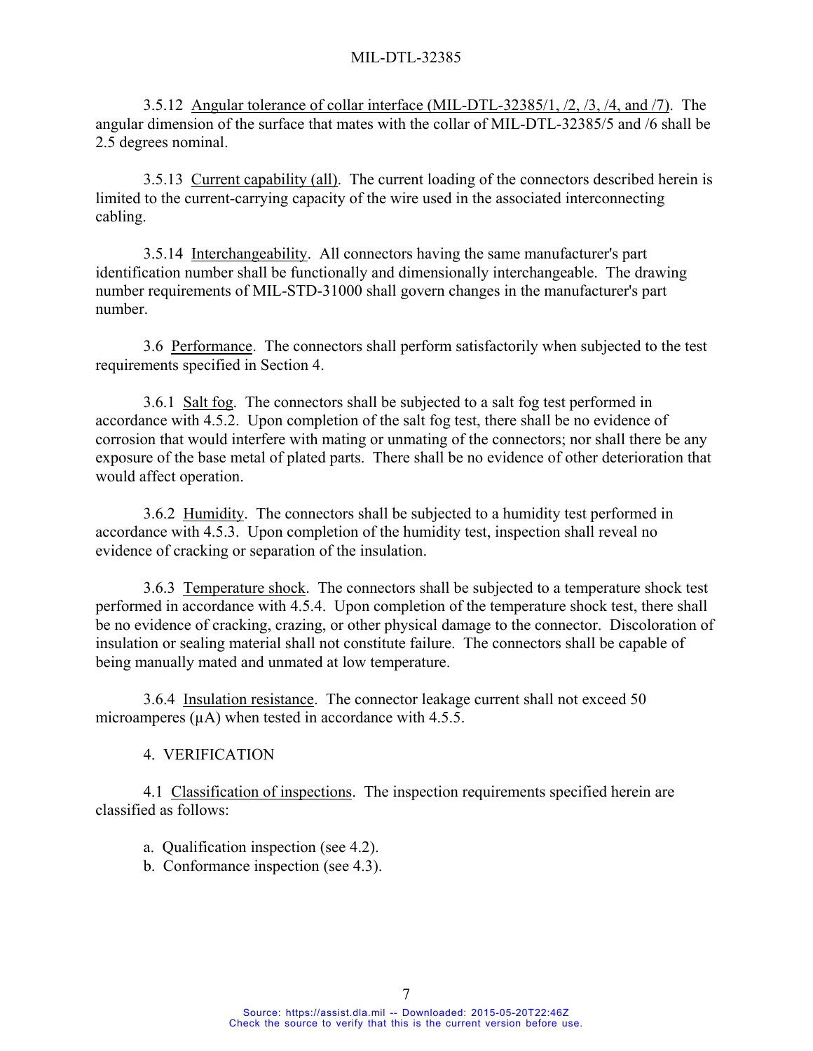3.5.12 Angular tolerance of collar interface (MIL-DTL-32385/1, /2, /3, /4, and /7). The angular dimension of the surface that mates with the collar of MIL-DTL-32385/5 and /6 shall be 2.5 degrees nominal.

3.5.13 Current capability (all). The current loading of the connectors described herein is limited to the current-carrying capacity of the wire used in the associated interconnecting cabling.

3.5.14 Interchangeability. All connectors having the same manufacturer's part identification number shall be functionally and dimensionally interchangeable. The drawing number requirements of MIL-STD-31000 shall govern changes in the manufacturer's part number.

3.6 Performance. The connectors shall perform satisfactorily when subjected to the test requirements specified in Section 4.

3.6.1 Salt fog. The connectors shall be subjected to a salt fog test performed in accordance with 4.5.2. Upon completion of the salt fog test, there shall be no evidence of corrosion that would interfere with mating or unmating of the connectors; nor shall there be any exposure of the base metal of plated parts. There shall be no evidence of other deterioration that would affect operation.

3.6.2 Humidity. The connectors shall be subjected to a humidity test performed in accordance with 4.5.3. Upon completion of the humidity test, inspection shall reveal no evidence of cracking or separation of the insulation.

3.6.3 Temperature shock. The connectors shall be subjected to a temperature shock test performed in accordance with 4.5.4. Upon completion of the temperature shock test, there shall be no evidence of cracking, crazing, or other physical damage to the connector. Discoloration of insulation or sealing material shall not constitute failure. The connectors shall be capable of being manually mated and unmated at low temperature.

3.6.4 Insulation resistance. The connector leakage current shall not exceed 50 microamperes (μA) when tested in accordance with 4.5.5.

## 4. VERIFICATION

4.1 Classification of inspections. The inspection requirements specified herein are classified as follows:

a. Qualification inspection (see 4.2).
b. Conformance inspection (see 4.3).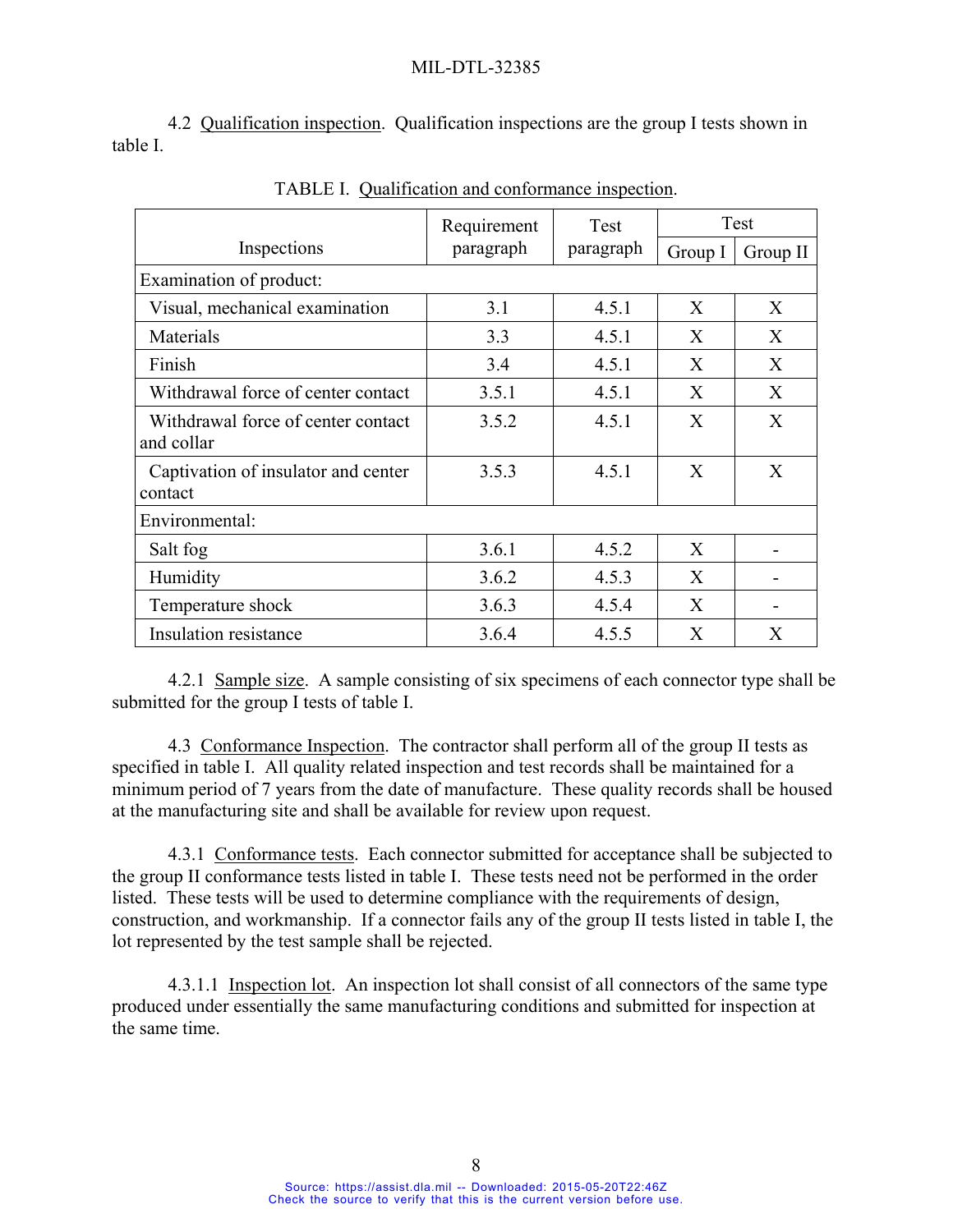4.2 Qualification inspection. Qualification inspections are the group I tests shown in table I.

TABLE I. Qualification and conformance inspection.

| Inspections | Requirement paragraph | Test paragraph | Test | |
|---|---|---|---|---|
| | | | Group I | Group II |
| Examination of product: | | | | |
| Visual, mechanical examination | 3.1 | 4.5.1 | X | X |
| Materials | 3.3 | 4.5.1 | X | X |
| Finish | 3.4 | 4.5.1 | X | X |
| Withdrawal force of center contact | 3.5.1 | 4.5.1 | X | X |
| Withdrawal force of center contact and collar | 3.5.2 | 4.5.1 | X | X |
| Captivation of insulator and center contact | 3.5.3 | 4.5.1 | X | X |
| Environmental: | | | | |
| Salt fog | 3.6.1 | 4.5.2 | X | - |
| Humidity | 3.6.2 | 4.5.3 | X | - |
| Temperature shock | 3.6.3 | 4.5.4 | X | - |
| Insulation resistance | 3.6.4 | 4.5.5 | X | X |

4.2.1 Sample size. A sample consisting of six specimens of each connector type shall be submitted for the group I tests of table I.

4.3 Conformance Inspection. The contractor shall perform all of the group II tests as specified in table I. All quality related inspection and test records shall be maintained for a minimum period of 7 years from the date of manufacture. These quality records shall be housed at the manufacturing site and shall be available for review upon request.

4.3.1 Conformance tests. Each connector submitted for acceptance shall be subjected to the group II conformance tests listed in table I. These tests need not be performed in the order listed. These tests will be used to determine compliance with the requirements of design, construction, and workmanship. If a connector fails any of the group II tests listed in table I, the lot represented by the test sample shall be rejected.

4.3.1.1 Inspection lot. An inspection lot shall consist of all connectors of the same type produced under essentially the same manufacturing conditions and submitted for inspection at the same time.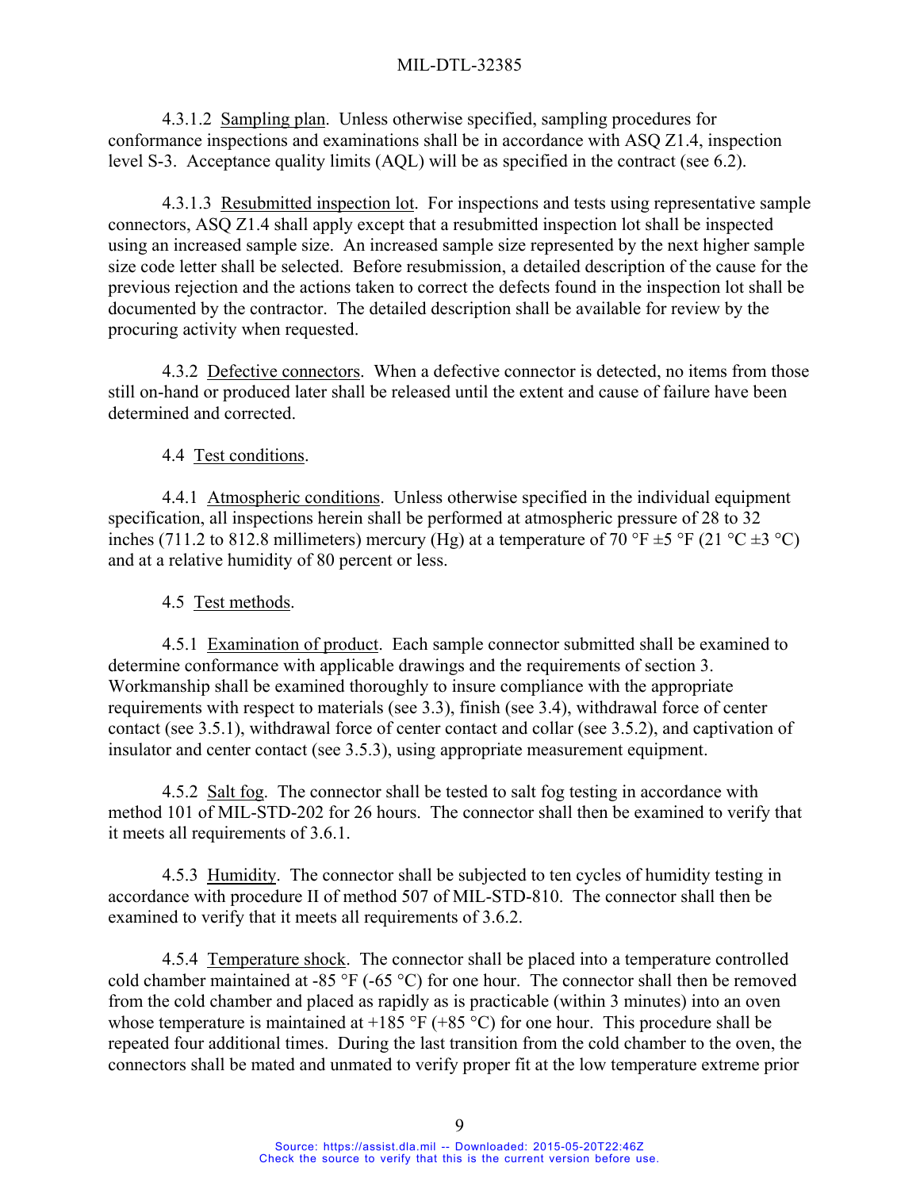4.3.1.2 Sampling plan. Unless otherwise specified, sampling procedures for conformance inspections and examinations shall be in accordance with ASQ Z1.4, inspection level S-3. Acceptance quality limits (AQL) will be as specified in the contract (see 6.2).

4.3.1.3 Resubmitted inspection lot. For inspections and tests using representative sample connectors, ASQ Z1.4 shall apply except that a resubmitted inspection lot shall be inspected using an increased sample size. An increased sample size represented by the next higher sample size code letter shall be selected. Before resubmission, a detailed description of the cause for the previous rejection and the actions taken to correct the defects found in the inspection lot shall be documented by the contractor. The detailed description shall be available for review by the procuring activity when requested.

4.3.2 Defective connectors. When a defective connector is detected, no items from those still on-hand or produced later shall be released until the extent and cause of failure have been determined and corrected.

4.4 Test conditions.

4.4.1 Atmospheric conditions. Unless otherwise specified in the individual equipment specification, all inspections herein shall be performed at atmospheric pressure of 28 to 32 inches (711.2 to 812.8 millimeters) mercury (Hg) at a temperature of 70 °F ±5 °F (21 °C ±3 °C) and at a relative humidity of 80 percent or less.

4.5 Test methods.

4.5.1 Examination of product. Each sample connector submitted shall be examined to determine conformance with applicable drawings and the requirements of section 3. Workmanship shall be examined thoroughly to insure compliance with the appropriate requirements with respect to materials (see 3.3), finish (see 3.4), withdrawal force of center contact (see 3.5.1), withdrawal force of center contact and collar (see 3.5.2), and captivation of insulator and center contact (see 3.5.3), using appropriate measurement equipment.

4.5.2 Salt fog. The connector shall be tested to salt fog testing in accordance with method 101 of MIL-STD-202 for 26 hours. The connector shall then be examined to verify that it meets all requirements of 3.6.1.

4.5.3 Humidity. The connector shall be subjected to ten cycles of humidity testing in accordance with procedure II of method 507 of MIL-STD-810. The connector shall then be examined to verify that it meets all requirements of 3.6.2.

4.5.4 Temperature shock. The connector shall be placed into a temperature controlled cold chamber maintained at -85 °F (-65 °C) for one hour. The connector shall then be removed from the cold chamber and placed as rapidly as is practicable (within 3 minutes) into an oven whose temperature is maintained at +185 °F (+85 °C) for one hour. This procedure shall be repeated four additional times. During the last transition from the cold chamber to the oven, the connectors shall be mated and unmated to verify proper fit at the low temperature extreme prior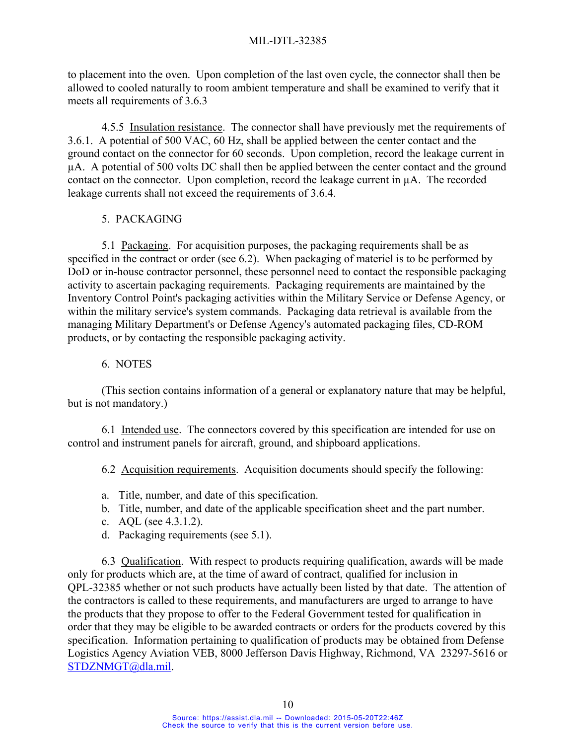to placement into the oven. Upon completion of the last oven cycle, the connector shall then be allowed to cooled naturally to room ambient temperature and shall be examined to verify that it meets all requirements of 3.6.3

4.5.5 Insulation resistance. The connector shall have previously met the requirements of 3.6.1. A potential of 500 VAC, 60 Hz, shall be applied between the center contact and the ground contact on the connector for 60 seconds. Upon completion, record the leakage current in μA. A potential of 500 volts DC shall then be applied between the center contact and the ground contact on the connector. Upon completion, record the leakage current in μA. The recorded leakage currents shall not exceed the requirements of 3.6.4.

## 5. PACKAGING

5.1 Packaging. For acquisition purposes, the packaging requirements shall be as specified in the contract or order (see 6.2). When packaging of materiel is to be performed by DoD or in-house contractor personnel, these personnel need to contact the responsible packaging activity to ascertain packaging requirements. Packaging requirements are maintained by the Inventory Control Point's packaging activities within the Military Service or Defense Agency, or within the military service's system commands. Packaging data retrieval is available from the managing Military Department's or Defense Agency's automated packaging files, CD-ROM products, or by contacting the responsible packaging activity.

## 6. NOTES

(This section contains information of a general or explanatory nature that may be helpful, but is not mandatory.)

6.1 Intended use. The connectors covered by this specification are intended for use on control and instrument panels for aircraft, ground, and shipboard applications.

6.2 Acquisition requirements. Acquisition documents should specify the following:

a. Title, number, and date of this specification.
b. Title, number, and date of the applicable specification sheet and the part number.
c. AQL (see 4.3.1.2).
d. Packaging requirements (see 5.1).

6.3 Qualification. With respect to products requiring qualification, awards will be made only for products which are, at the time of award of contract, qualified for inclusion in QPL-32385 whether or not such products have actually been listed by that date. The attention of the contractors is called to these requirements, and manufacturers are urged to arrange to have the products that they propose to offer to the Federal Government tested for qualification in order that they may be eligible to be awarded contracts or orders for the products covered by this specification. Information pertaining to qualification of products may be obtained from Defense Logistics Agency Aviation VEB, 8000 Jefferson Davis Highway, Richmond, VA 23297-5616 or STDZNMGT@dla.mil.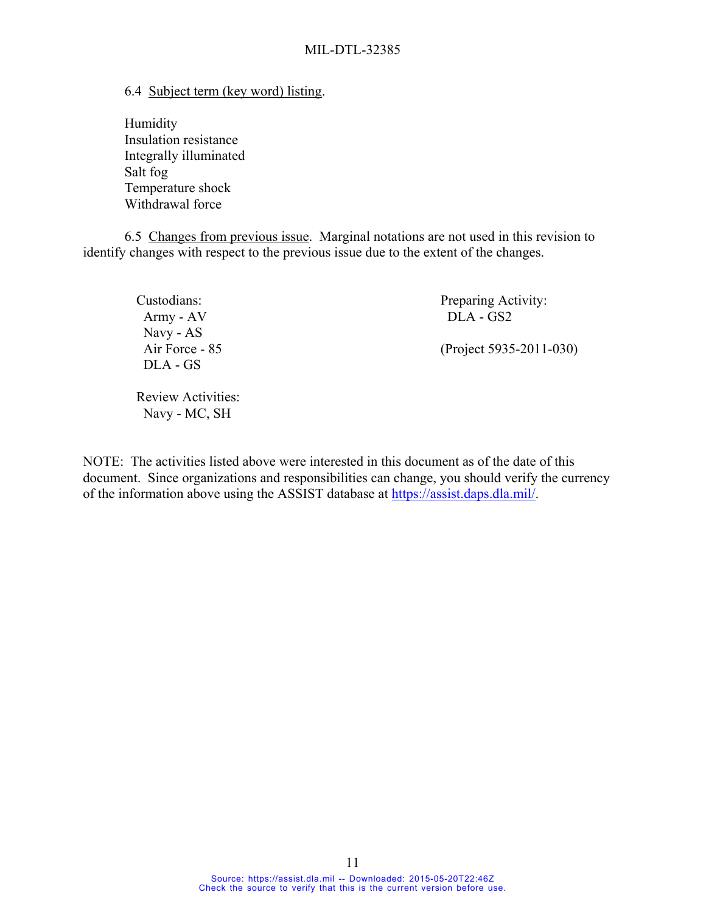6.4 Subject term (key word) listing.

Humidity
Insulation resistance
Integrally illuminated
Salt fog
Temperature shock
Withdrawal force

6.5 Changes from previous issue. Marginal notations are not used in this revision to identify changes with respect to the previous issue due to the extent of the changes.

Custodians:
Army - AV
Navy - AS
Air Force - 85
DLA - GS

Preparing Activity:
DLA - GS2

(Project 5935-2011-030)

Review Activities:
Navy - MC, SH

NOTE: The activities listed above were interested in this document as of the date of this document. Since organizations and responsibilities can change, you should verify the currency of the information above using the ASSIST database at https://assist.daps.dla.mil/.

Source: https://assist.dla.mil -- Downloaded: 2015-05-20T22:46Z
Check the source to verify that this is the current version before use.